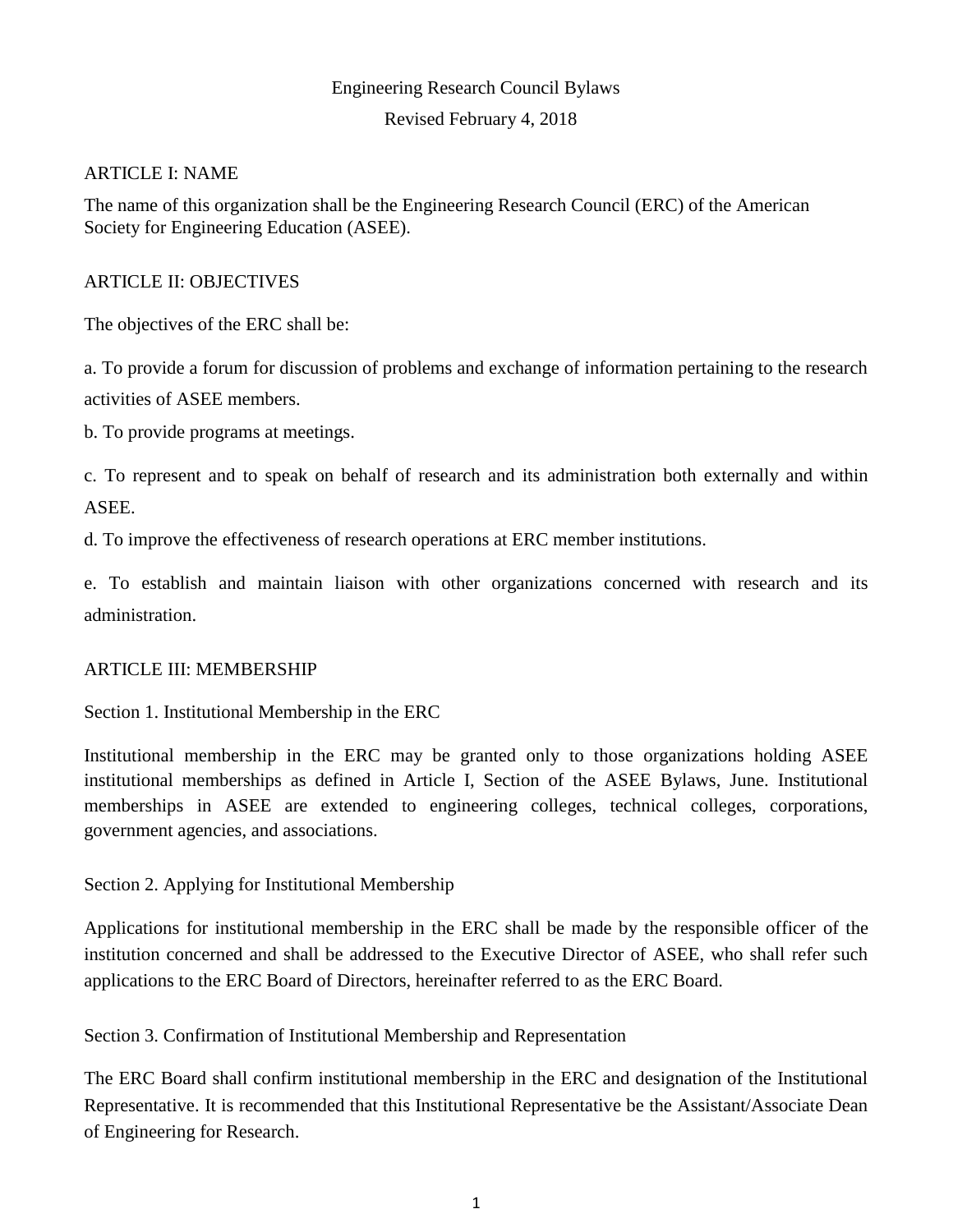# Engineering Research Council Bylaws

Revised February 4, 2018

## ARTICLE I: NAME

The name of this organization shall be the Engineering Research Council (ERC) of the American Society for Engineering Education (ASEE).

## ARTICLE II: OBJECTIVES

The objectives of the ERC shall be:

a. To provide a forum for discussion of problems and exchange of information pertaining to the research activities of ASEE members.

b. To provide programs at meetings.

c. To represent and to speak on behalf of research and its administration both externally and within ASEE.

d. To improve the effectiveness of research operations at ERC member institutions.

e. To establish and maintain liaison with other organizations concerned with research and its administration.

## ARTICLE III: MEMBERSHIP

### Section 1. Institutional Membership in the ERC

Institutional membership in the ERC may be granted only to those organizations holding ASEE institutional memberships as defined in Article I, Section of the ASEE Bylaws, June. Institutional memberships in ASEE are extended to engineering colleges, technical colleges, corporations, government agencies, and associations.

### Section 2. Applying for Institutional Membership

Applications for institutional membership in the ERC shall be made by the responsible officer of the institution concerned and shall be addressed to the Executive Director of ASEE, who shall refer such applications to the ERC Board of Directors, hereinafter referred to as the ERC Board.

### Section 3. Confirmation of Institutional Membership and Representation

The ERC Board shall confirm institutional membership in the ERC and designation of the Institutional Representative. It is recommended that this Institutional Representative be the Assistant/Associate Dean of Engineering for Research.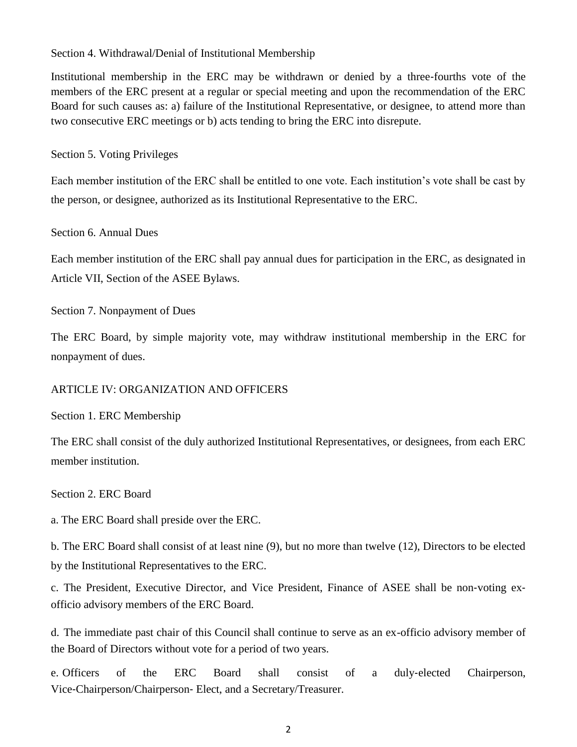### Section 4. Withdrawal/Denial of Institutional Membership

Institutional membership in the ERC may be withdrawn or denied by a three-fourths vote of the members of the ERC present at a regular or special meeting and upon the recommendation of the ERC Board for such causes as: a) failure of the Institutional Representative, or designee, to attend more than two consecutive ERC meetings or b) acts tending to bring the ERC into disrepute.

### Section 5. Voting Privileges

Each member institution of the ERC shall be entitled to one vote. Each institution's vote shall be cast by the person, or designee, authorized as its Institutional Representative to the ERC.

### Section 6. Annual Dues

Each member institution of the ERC shall pay annual dues for participation in the ERC, as designated in Article VII, Section of the ASEE Bylaws.

### Section 7. Nonpayment of Dues

The ERC Board, by simple majority vote, may withdraw institutional membership in the ERC for nonpayment of dues.

## ARTICLE IV: ORGANIZATION AND OFFICERS

### Section 1. ERC Membership

The ERC shall consist of the duly authorized Institutional Representatives, or designees, from each ERC member institution.

### Section 2. ERC Board

a. The ERC Board shall preside over the ERC.

b. The ERC Board shall consist of at least nine (9), but no more than twelve (12), Directors to be elected by the Institutional Representatives to the ERC.

c. The President, Executive Director, and Vice President, Finance of ASEE shall be non-voting ex-officio advisory members of the ERC Board.

d. The immediate past chair of this Council shall continue to serve as an ex-officio advisory member of the Board of Directors without vote for a period of two years.

e. Officers of the ERC Board shall consist of a duly-elected Chairperson, Vice-Chairperson/Chairperson- Elect, and a Secretary/Treasurer.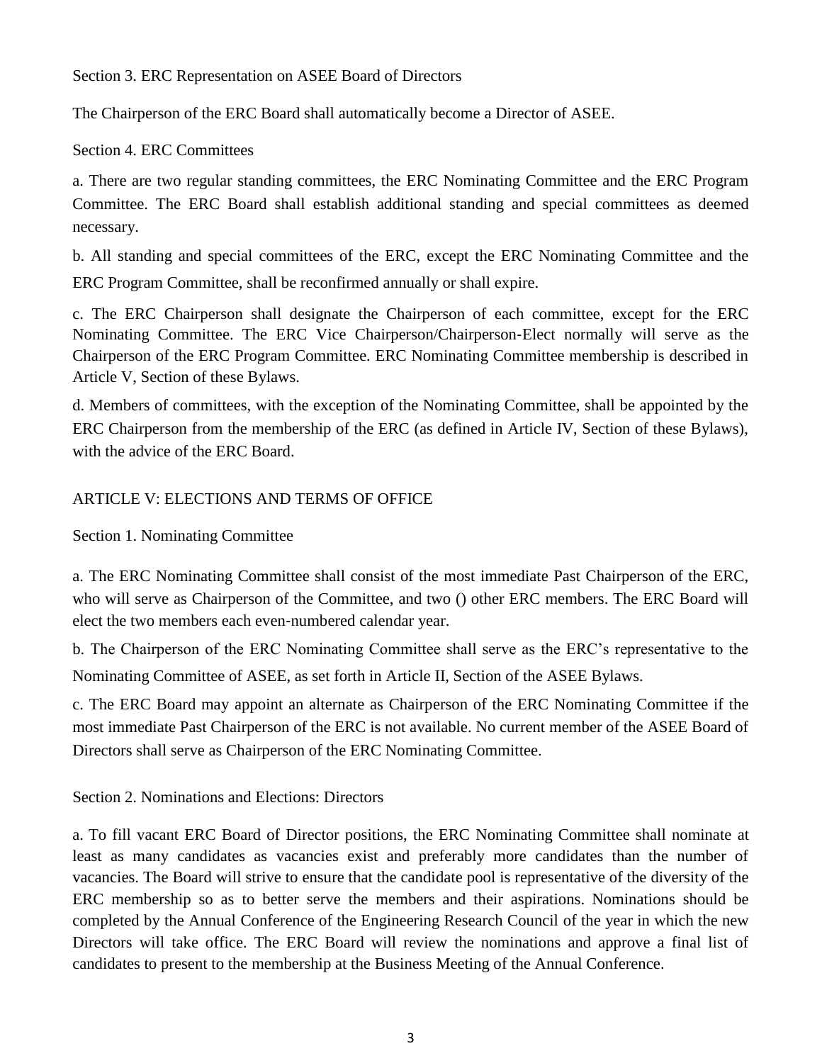Section 3. ERC Representation on ASEE Board of Directors

The Chairperson of the ERC Board shall automatically become a Director of ASEE.

Section 4. ERC Committees

a. There are two regular standing committees, the ERC Nominating Committee and the ERC Program Committee. The ERC Board shall establish additional standing and special committees as deemed necessary.

b. All standing and special committees of the ERC, except the ERC Nominating Committee and the ERC Program Committee, shall be reconfirmed annually or shall expire.

c. The ERC Chairperson shall designate the Chairperson of each committee, except for the ERC Nominating Committee. The ERC Vice Chairperson/Chairperson-Elect normally will serve as the Chairperson of the ERC Program Committee. ERC Nominating Committee membership is described in Article V, Section of these Bylaws.

d. Members of committees, with the exception of the Nominating Committee, shall be appointed by the ERC Chairperson from the membership of the ERC (as defined in Article IV, Section of these Bylaws), with the advice of the ERC Board.

## ARTICLE V: ELECTIONS AND TERMS OF OFFICE

Section 1. Nominating Committee

a. The ERC Nominating Committee shall consist of the most immediate Past Chairperson of the ERC, who will serve as Chairperson of the Committee, and two () other ERC members. The ERC Board will elect the two members each even-numbered calendar year.

b. The Chairperson of the ERC Nominating Committee shall serve as the ERC's representative to the Nominating Committee of ASEE, as set forth in Article II, Section of the ASEE Bylaws.

c. The ERC Board may appoint an alternate as Chairperson of the ERC Nominating Committee if the most immediate Past Chairperson of the ERC is not available. No current member of the ASEE Board of Directors shall serve as Chairperson of the ERC Nominating Committee.

Section 2. Nominations and Elections: Directors

a. To fill vacant ERC Board of Director positions, the ERC Nominating Committee shall nominate at least as many candidates as vacancies exist and preferably more candidates than the number of vacancies. The Board will strive to ensure that the candidate pool is representative of the diversity of the ERC membership so as to better serve the members and their aspirations. Nominations should be completed by the Annual Conference of the Engineering Research Council of the year in which the new Directors will take office. The ERC Board will review the nominations and approve a final list of candidates to present to the membership at the Business Meeting of the Annual Conference.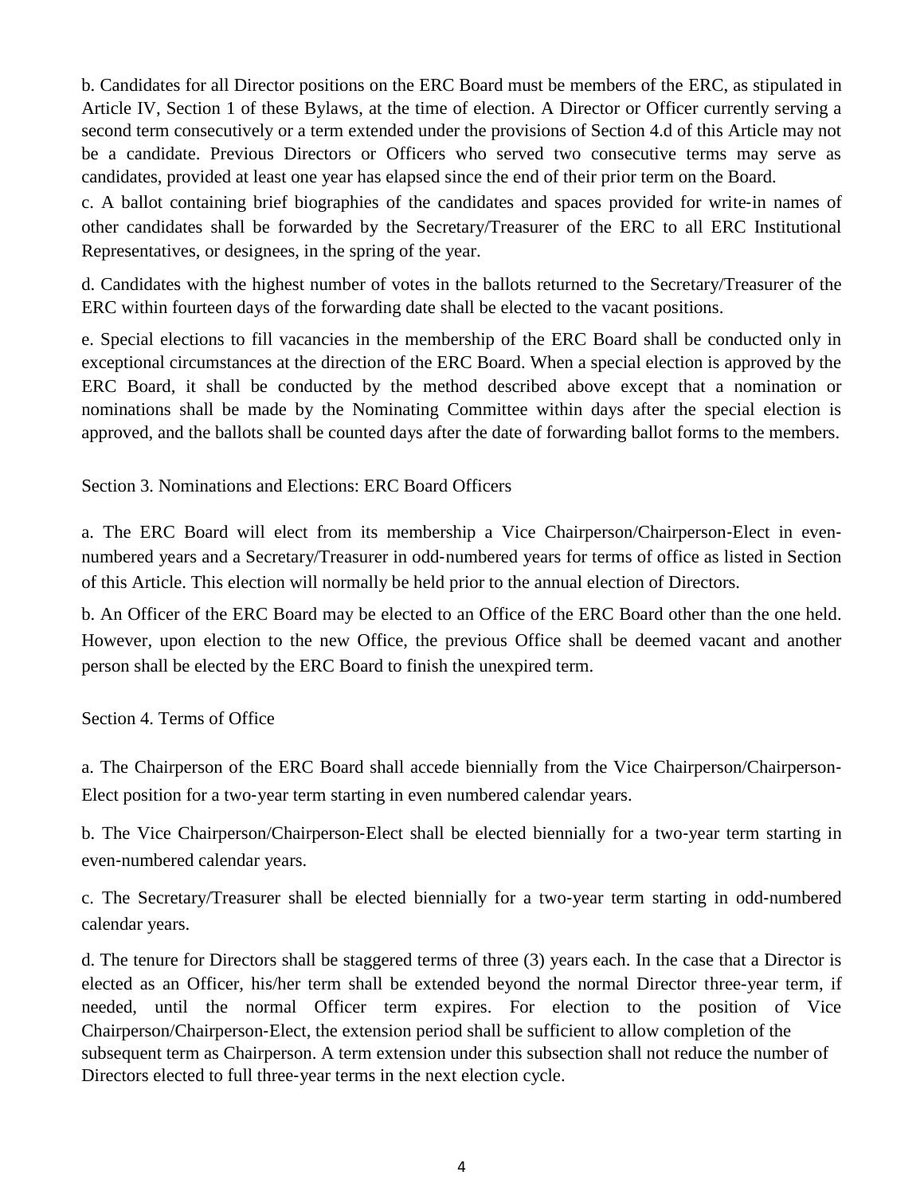b. Candidates for all Director positions on the ERC Board must be members of the ERC, as stipulated in Article IV, Section 1 of these Bylaws, at the time of election. A Director or Officer currently serving a second term consecutively or a term extended under the provisions of Section 4.d of this Article may not be a candidate. Previous Directors or Officers who served two consecutive terms may serve as candidates, provided at least one year has elapsed since the end of their prior term on the Board.

c. A ballot containing brief biographies of the candidates and spaces provided for write-in names of other candidates shall be forwarded by the Secretary/Treasurer of the ERC to all ERC Institutional Representatives, or designees, in the spring of the year.

d. Candidates with the highest number of votes in the ballots returned to the Secretary/Treasurer of the ERC within fourteen days of the forwarding date shall be elected to the vacant positions.

e. Special elections to fill vacancies in the membership of the ERC Board shall be conducted only in exceptional circumstances at the direction of the ERC Board. When a special election is approved by the ERC Board, it shall be conducted by the method described above except that a nomination or nominations shall be made by the Nominating Committee within days after the special election is approved, and the ballots shall be counted days after the date of forwarding ballot forms to the members.

Section 3. Nominations and Elections: ERC Board Officers

a. The ERC Board will elect from its membership a Vice Chairperson/Chairperson-Elect in even-numbered years and a Secretary/Treasurer in odd-numbered years for terms of office as listed in Section of this Article. This election will normally be held prior to the annual election of Directors.

b. An Officer of the ERC Board may be elected to an Office of the ERC Board other than the one held. However, upon election to the new Office, the previous Office shall be deemed vacant and another person shall be elected by the ERC Board to finish the unexpired term.

Section 4. Terms of Office

a. The Chairperson of the ERC Board shall accede biennially from the Vice Chairperson/Chairperson-Elect position for a two-year term starting in even numbered calendar years.

b. The Vice Chairperson/Chairperson-Elect shall be elected biennially for a two-year term starting in even-numbered calendar years.

c. The Secretary/Treasurer shall be elected biennially for a two-year term starting in odd-numbered calendar years.

d. The tenure for Directors shall be staggered terms of three (3) years each. In the case that a Director is elected as an Officer, his/her term shall be extended beyond the normal Director three-year term, if needed, until the normal Officer term expires. For election to the position of Vice Chairperson/Chairperson-Elect, the extension period shall be sufficient to allow completion of the subsequent term as Chairperson. A term extension under this subsection shall not reduce the number of Directors elected to full three-year terms in the next election cycle.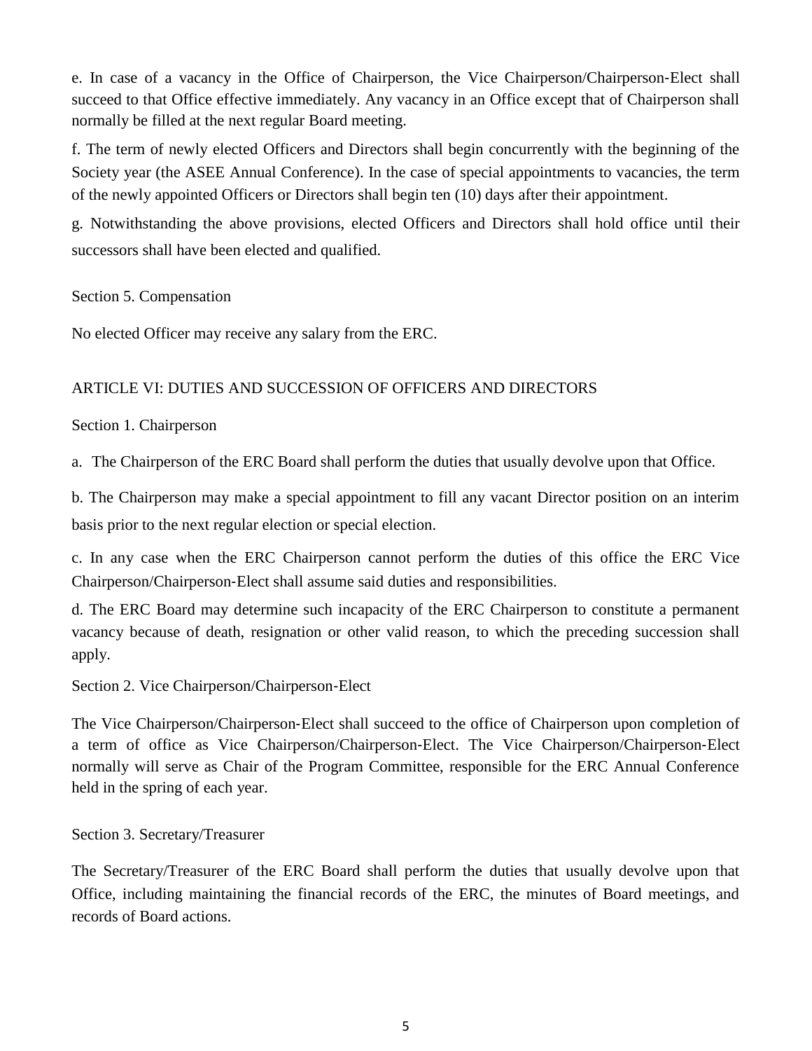e. In case of a vacancy in the Office of Chairperson, the Vice Chairperson/Chairperson-Elect shall succeed to that Office effective immediately. Any vacancy in an Office except that of Chairperson shall normally be filled at the next regular Board meeting.

f. The term of newly elected Officers and Directors shall begin concurrently with the beginning of the Society year (the ASEE Annual Conference). In the case of special appointments to vacancies, the term of the newly appointed Officers or Directors shall begin ten (10) days after their appointment.

g. Notwithstanding the above provisions, elected Officers and Directors shall hold office until their successors shall have been elected and qualified.

### Section 5. Compensation

No elected Officer may receive any salary from the ERC.

## ARTICLE VI: DUTIES AND SUCCESSION OF OFFICERS AND DIRECTORS

### Section 1. Chairperson

a. The Chairperson of the ERC Board shall perform the duties that usually devolve upon that Office.

b. The Chairperson may make a special appointment to fill any vacant Director position on an interim basis prior to the next regular election or special election.

c. In any case when the ERC Chairperson cannot perform the duties of this office the ERC Vice Chairperson/Chairperson-Elect shall assume said duties and responsibilities.

d. The ERC Board may determine such incapacity of the ERC Chairperson to constitute a permanent vacancy because of death, resignation or other valid reason, to which the preceding succession shall apply.

### Section 2. Vice Chairperson/Chairperson-Elect

The Vice Chairperson/Chairperson-Elect shall succeed to the office of Chairperson upon completion of a term of office as Vice Chairperson/Chairperson-Elect. The Vice Chairperson/Chairperson-Elect normally will serve as Chair of the Program Committee, responsible for the ERC Annual Conference held in the spring of each year.

### Section 3. Secretary/Treasurer

The Secretary/Treasurer of the ERC Board shall perform the duties that usually devolve upon that Office, including maintaining the financial records of the ERC, the minutes of Board meetings, and records of Board actions.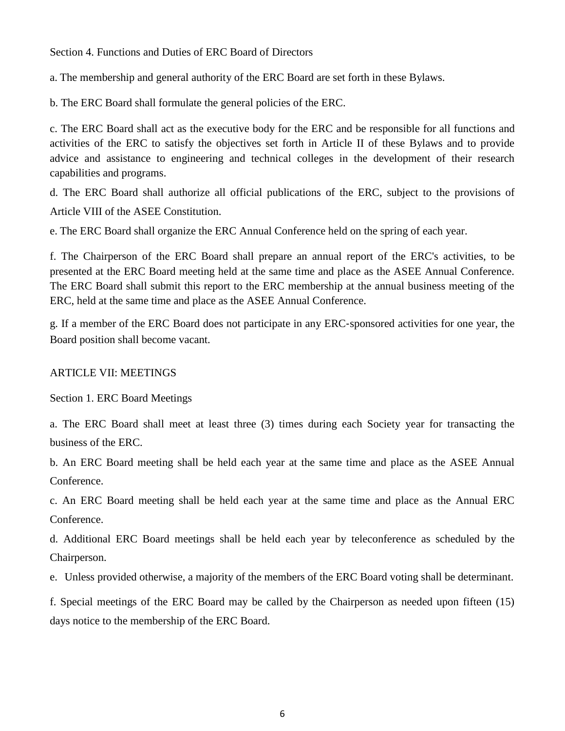Section 4. Functions and Duties of ERC Board of Directors

a. The membership and general authority of the ERC Board are set forth in these Bylaws.

b. The ERC Board shall formulate the general policies of the ERC.

c. The ERC Board shall act as the executive body for the ERC and be responsible for all functions and activities of the ERC to satisfy the objectives set forth in Article II of these Bylaws and to provide advice and assistance to engineering and technical colleges in the development of their research capabilities and programs.

d. The ERC Board shall authorize all official publications of the ERC, subject to the provisions of Article VIII of the ASEE Constitution.

e. The ERC Board shall organize the ERC Annual Conference held on the spring of each year.

f. The Chairperson of the ERC Board shall prepare an annual report of the ERC's activities, to be presented at the ERC Board meeting held at the same time and place as the ASEE Annual Conference. The ERC Board shall submit this report to the ERC membership at the annual business meeting of the ERC, held at the same time and place as the ASEE Annual Conference.

g. If a member of the ERC Board does not participate in any ERC-sponsored activities for one year, the Board position shall become vacant.

ARTICLE VII: MEETINGS

Section 1. ERC Board Meetings

a. The ERC Board shall meet at least three (3) times during each Society year for transacting the business of the ERC.

b. An ERC Board meeting shall be held each year at the same time and place as the ASEE Annual Conference.

c. An ERC Board meeting shall be held each year at the same time and place as the Annual ERC Conference.

d. Additional ERC Board meetings shall be held each year by teleconference as scheduled by the Chairperson.

e. Unless provided otherwise, a majority of the members of the ERC Board voting shall be determinant.

f. Special meetings of the ERC Board may be called by the Chairperson as needed upon fifteen (15) days notice to the membership of the ERC Board.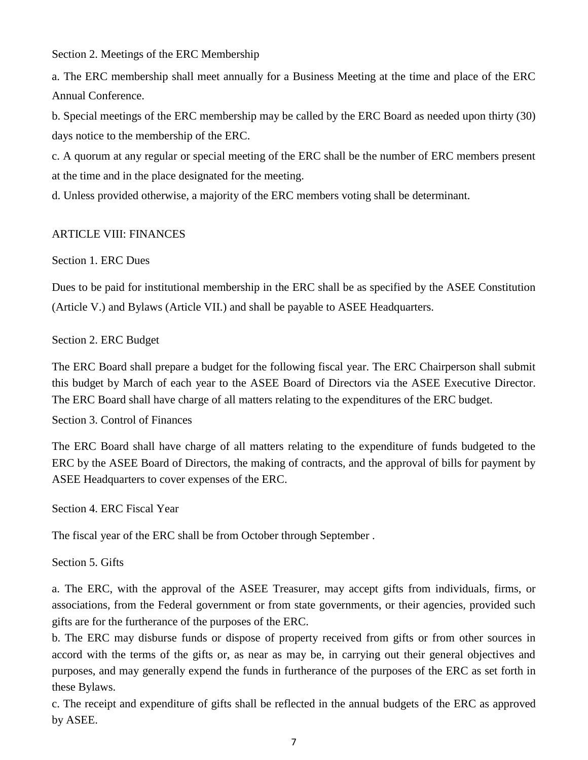Section 2. Meetings of the ERC Membership

a. The ERC membership shall meet annually for a Business Meeting at the time and place of the ERC Annual Conference.

b. Special meetings of the ERC membership may be called by the ERC Board as needed upon thirty (30) days notice to the membership of the ERC.

c. A quorum at any regular or special meeting of the ERC shall be the number of ERC members present at the time and in the place designated for the meeting.

d. Unless provided otherwise, a majority of the ERC members voting shall be determinant.

## ARTICLE VIII: FINANCES

Section 1. ERC Dues

Dues to be paid for institutional membership in the ERC shall be as specified by the ASEE Constitution (Article V.) and Bylaws (Article VII.) and shall be payable to ASEE Headquarters.

Section 2. ERC Budget

The ERC Board shall prepare a budget for the following fiscal year. The ERC Chairperson shall submit this budget by March of each year to the ASEE Board of Directors via the ASEE Executive Director. The ERC Board shall have charge of all matters relating to the expenditures of the ERC budget.

Section 3. Control of Finances

The ERC Board shall have charge of all matters relating to the expenditure of funds budgeted to the ERC by the ASEE Board of Directors, the making of contracts, and the approval of bills for payment by ASEE Headquarters to cover expenses of the ERC.

Section 4. ERC Fiscal Year

The fiscal year of the ERC shall be from October through September .

Section 5. Gifts

a. The ERC, with the approval of the ASEE Treasurer, may accept gifts from individuals, firms, or associations, from the Federal government or from state governments, or their agencies, provided such gifts are for the furtherance of the purposes of the ERC.

b. The ERC may disburse funds or dispose of property received from gifts or from other sources in accord with the terms of the gifts or, as near as may be, in carrying out their general objectives and purposes, and may generally expend the funds in furtherance of the purposes of the ERC as set forth in these Bylaws.

c. The receipt and expenditure of gifts shall be reflected in the annual budgets of the ERC as approved by ASEE.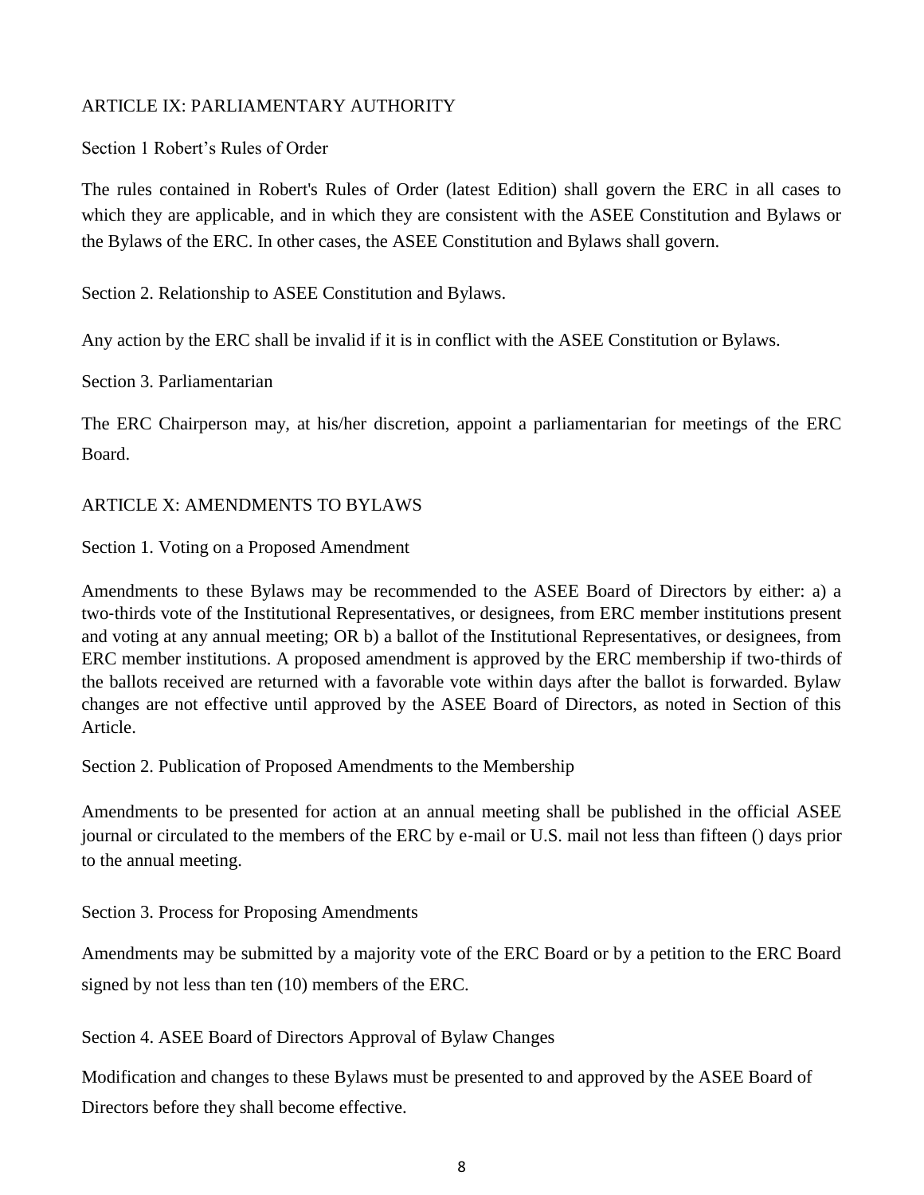## ARTICLE IX: PARLIAMENTARY AUTHORITY

### Section 1 Robert's Rules of Order

The rules contained in Robert's Rules of Order (latest Edition) shall govern the ERC in all cases to which they are applicable, and in which they are consistent with the ASEE Constitution and Bylaws or the Bylaws of the ERC. In other cases, the ASEE Constitution and Bylaws shall govern.

### Section 2. Relationship to ASEE Constitution and Bylaws.

Any action by the ERC shall be invalid if it is in conflict with the ASEE Constitution or Bylaws.

### Section 3. Parliamentarian

The ERC Chairperson may, at his/her discretion, appoint a parliamentarian for meetings of the ERC Board.

## ARTICLE X: AMENDMENTS TO BYLAWS

### Section 1. Voting on a Proposed Amendment

Amendments to these Bylaws may be recommended to the ASEE Board of Directors by either: a) a two-thirds vote of the Institutional Representatives, or designees, from ERC member institutions present and voting at any annual meeting; OR b) a ballot of the Institutional Representatives, or designees, from ERC member institutions. A proposed amendment is approved by the ERC membership if two-thirds of the ballots received are returned with a favorable vote within days after the ballot is forwarded. Bylaw changes are not effective until approved by the ASEE Board of Directors, as noted in Section of this Article.

### Section 2. Publication of Proposed Amendments to the Membership

Amendments to be presented for action at an annual meeting shall be published in the official ASEE journal or circulated to the members of the ERC by e-mail or U.S. mail not less than fifteen () days prior to the annual meeting.

### Section 3. Process for Proposing Amendments

Amendments may be submitted by a majority vote of the ERC Board or by a petition to the ERC Board signed by not less than ten (10) members of the ERC.

### Section 4. ASEE Board of Directors Approval of Bylaw Changes

Modification and changes to these Bylaws must be presented to and approved by the ASEE Board of Directors before they shall become effective.